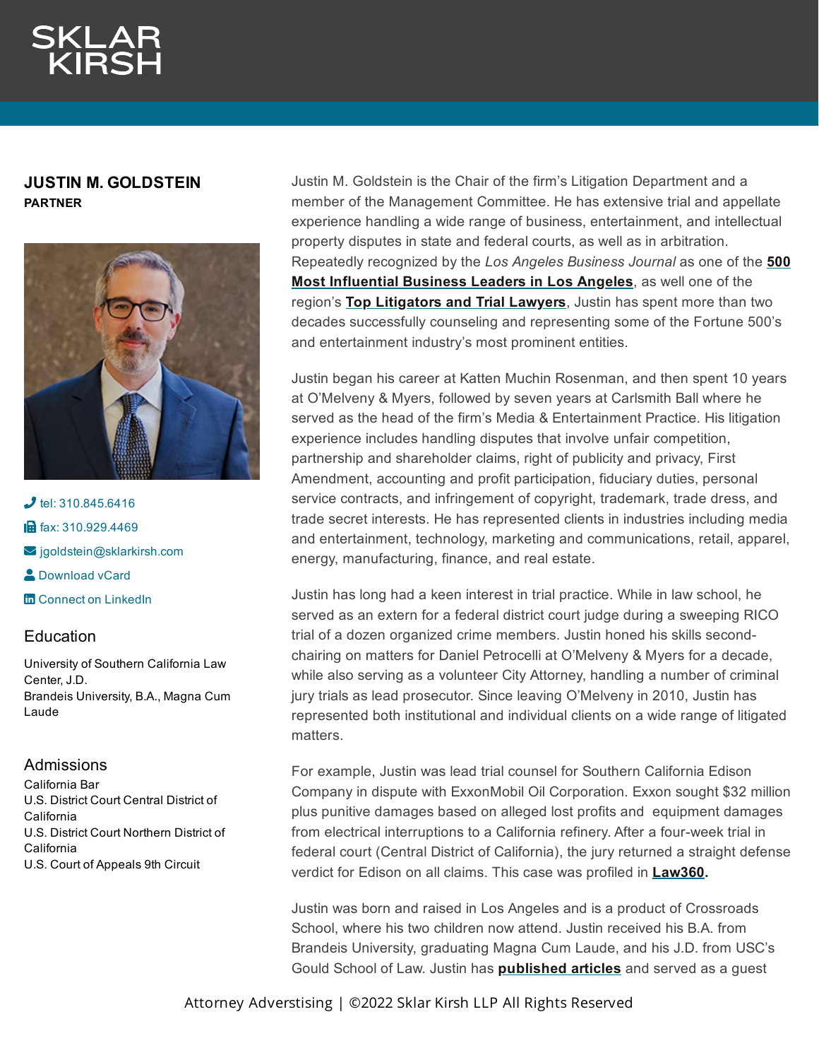# JUSTIN M. GOLDSTEIN

**PARTNER**

tel: 310.845.6416

fax: 310.929.4469

jgoldstein@sklarkirsh.com

Download vCard

Connect on LinkedIn

## Education

University of Southern California Law Center, J.D.
Brandeis University, B.A., Magna Cum Laude

## Admissions

California Bar
U.S. District Court Central District of California
U.S. District Court Northern District of California
U.S. Court of Appeals 9th Circuit

Justin M. Goldstein is the Chair of the firm's Litigation Department and a member of the Management Committee. He has extensive trial and appellate experience handling a wide range of business, entertainment, and intellectual property disputes in state and federal courts, as well as in arbitration. Repeatedly recognized by the *Los Angeles Business Journal* as one of the **500 Most Influential Business Leaders in Los Angeles**, as well one of the region's **Top Litigators and Trial Lawyers**, Justin has spent more than two decades successfully counseling and representing some of the Fortune 500's and entertainment industry's most prominent entities.

Justin began his career at Katten Muchin Rosenman, and then spent 10 years at O'Melveny & Myers, followed by seven years at Carlsmith Ball where he served as the head of the firm's Media & Entertainment Practice. His litigation experience includes handling disputes that involve unfair competition, partnership and shareholder claims, right of publicity and privacy, First Amendment, accounting and profit participation, fiduciary duties, personal service contracts, and infringement of copyright, trademark, trade dress, and trade secret interests. He has represented clients in industries including media and entertainment, technology, marketing and communications, retail, apparel, energy, manufacturing, finance, and real estate.

Justin has long had a keen interest in trial practice. While in law school, he served as an extern for a federal district court judge during a sweeping RICO trial of a dozen organized crime members. Justin honed his skills second-chairing on matters for Daniel Petrocelli at O'Melveny & Myers for a decade, while also serving as a volunteer City Attorney, handling a number of criminal jury trials as lead prosecutor. Since leaving O'Melveny in 2010, Justin has represented both institutional and individual clients on a wide range of litigated matters.

For example, Justin was lead trial counsel for Southern California Edison Company in dispute with ExxonMobil Oil Corporation. Exxon sought $32 million plus punitive damages based on alleged lost profits and equipment damages from electrical interruptions to a California refinery. After a four-week trial in federal court (Central District of California), the jury returned a straight defense verdict for Edison on all claims. This case was profiled in **Law360.**

Justin was born and raised in Los Angeles and is a product of Crossroads School, where his two children now attend. Justin received his B.A. from Brandeis University, graduating Magna Cum Laude, and his J.D. from USC's Gould School of Law. Justin has **published articles** and served as a guest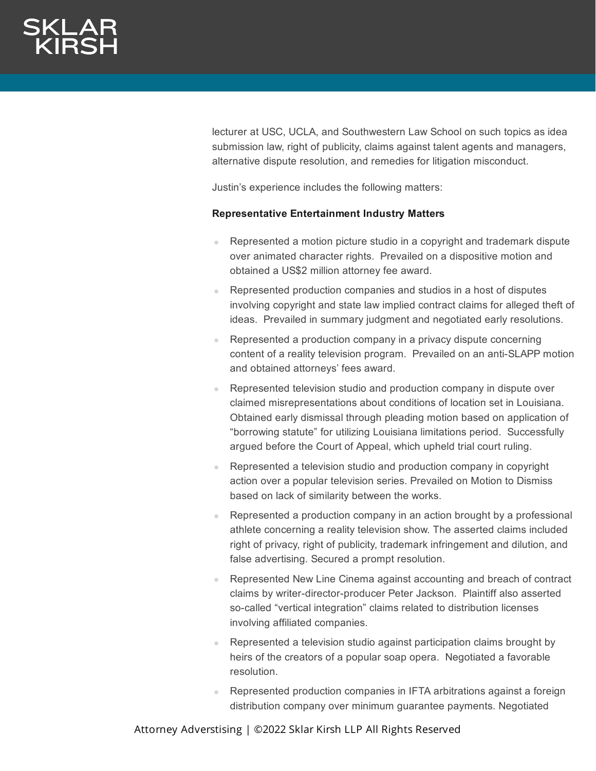lecturer at USC, UCLA, and Southwestern Law School on such topics as idea submission law, right of publicity, claims against talent agents and managers, alternative dispute resolution, and remedies for litigation misconduct.

Justin's experience includes the following matters:

**Representative Entertainment Industry Matters**

- Represented a motion picture studio in a copyright and trademark dispute over animated character rights. Prevailed on a dispositive motion and obtained a US$2 million attorney fee award.
- Represented production companies and studios in a host of disputes involving copyright and state law implied contract claims for alleged theft of ideas. Prevailed in summary judgment and negotiated early resolutions.
- Represented a production company in a privacy dispute concerning content of a reality television program. Prevailed on an anti-SLAPP motion and obtained attorneys' fees award.
- Represented television studio and production company in dispute over claimed misrepresentations about conditions of location set in Louisiana. Obtained early dismissal through pleading motion based on application of "borrowing statute" for utilizing Louisiana limitations period. Successfully argued before the Court of Appeal, which upheld trial court ruling.
- Represented a television studio and production company in copyright action over a popular television series. Prevailed on Motion to Dismiss based on lack of similarity between the works.
- Represented a production company in an action brought by a professional athlete concerning a reality television show. The asserted claims included right of privacy, right of publicity, trademark infringement and dilution, and false advertising. Secured a prompt resolution.
- Represented New Line Cinema against accounting and breach of contract claims by writer-director-producer Peter Jackson. Plaintiff also asserted so-called "vertical integration" claims related to distribution licenses involving affiliated companies.
- Represented a television studio against participation claims brought by heirs of the creators of a popular soap opera. Negotiated a favorable resolution.
- Represented production companies in IFTA arbitrations against a foreign distribution company over minimum guarantee payments. Negotiated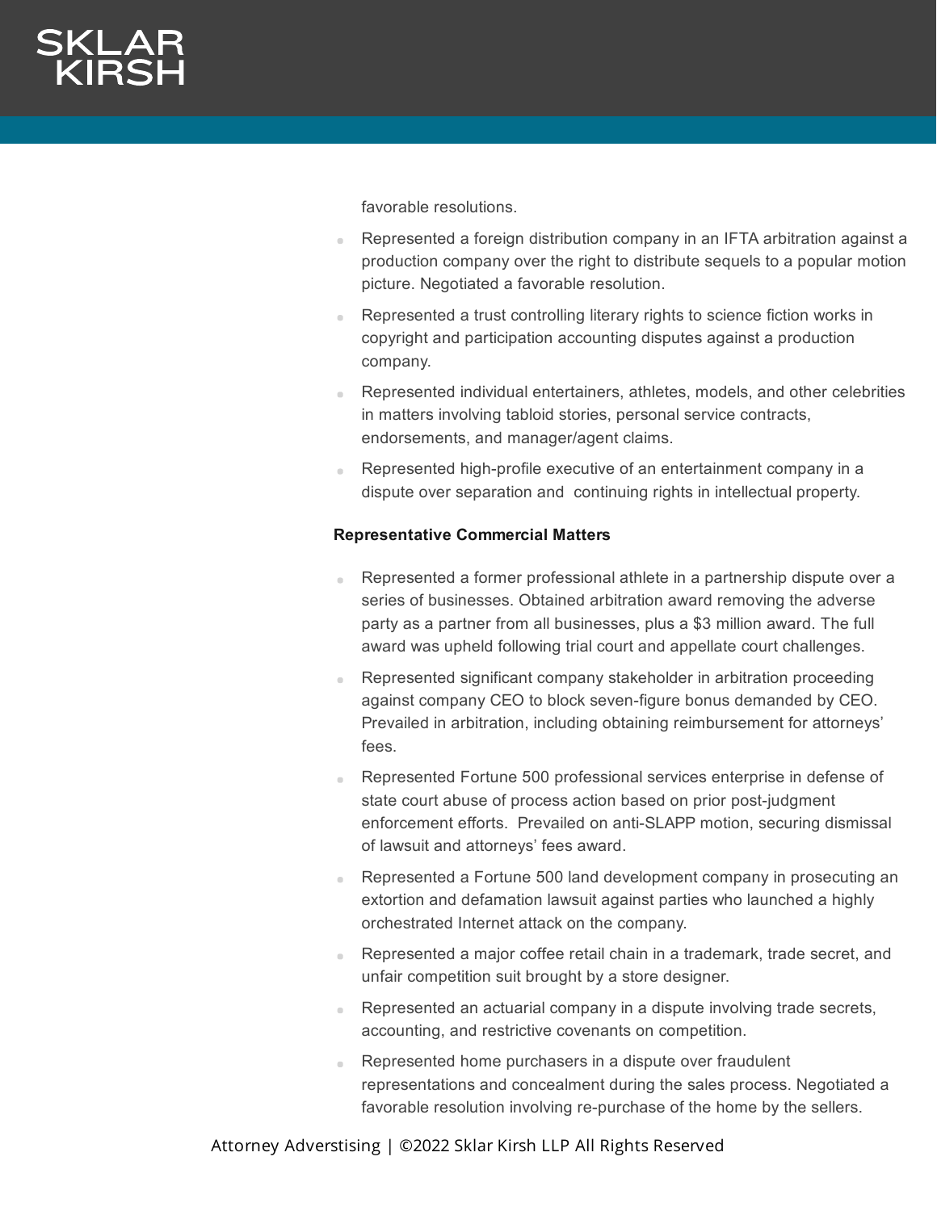favorable resolutions.

- Represented a foreign distribution company in an IFTA arbitration against a production company over the right to distribute sequels to a popular motion picture. Negotiated a favorable resolution.
- Represented a trust controlling literary rights to science fiction works in copyright and participation accounting disputes against a production company.
- Represented individual entertainers, athletes, models, and other celebrities in matters involving tabloid stories, personal service contracts, endorsements, and manager/agent claims.
- Represented high-profile executive of an entertainment company in a dispute over separation and continuing rights in intellectual property.

**Representative Commercial Matters**

- Represented a former professional athlete in a partnership dispute over a series of businesses. Obtained arbitration award removing the adverse party as a partner from all businesses, plus a $3 million award. The full award was upheld following trial court and appellate court challenges.
- Represented significant company stakeholder in arbitration proceeding against company CEO to block seven-figure bonus demanded by CEO. Prevailed in arbitration, including obtaining reimbursement for attorneys' fees.
- Represented Fortune 500 professional services enterprise in defense of state court abuse of process action based on prior post-judgment enforcement efforts. Prevailed on anti-SLAPP motion, securing dismissal of lawsuit and attorneys' fees award.
- Represented a Fortune 500 land development company in prosecuting an extortion and defamation lawsuit against parties who launched a highly orchestrated Internet attack on the company.
- Represented a major coffee retail chain in a trademark, trade secret, and unfair competition suit brought by a store designer.
- Represented an actuarial company in a dispute involving trade secrets, accounting, and restrictive covenants on competition.
- Represented home purchasers in a dispute over fraudulent representations and concealment during the sales process. Negotiated a favorable resolution involving re-purchase of the home by the sellers.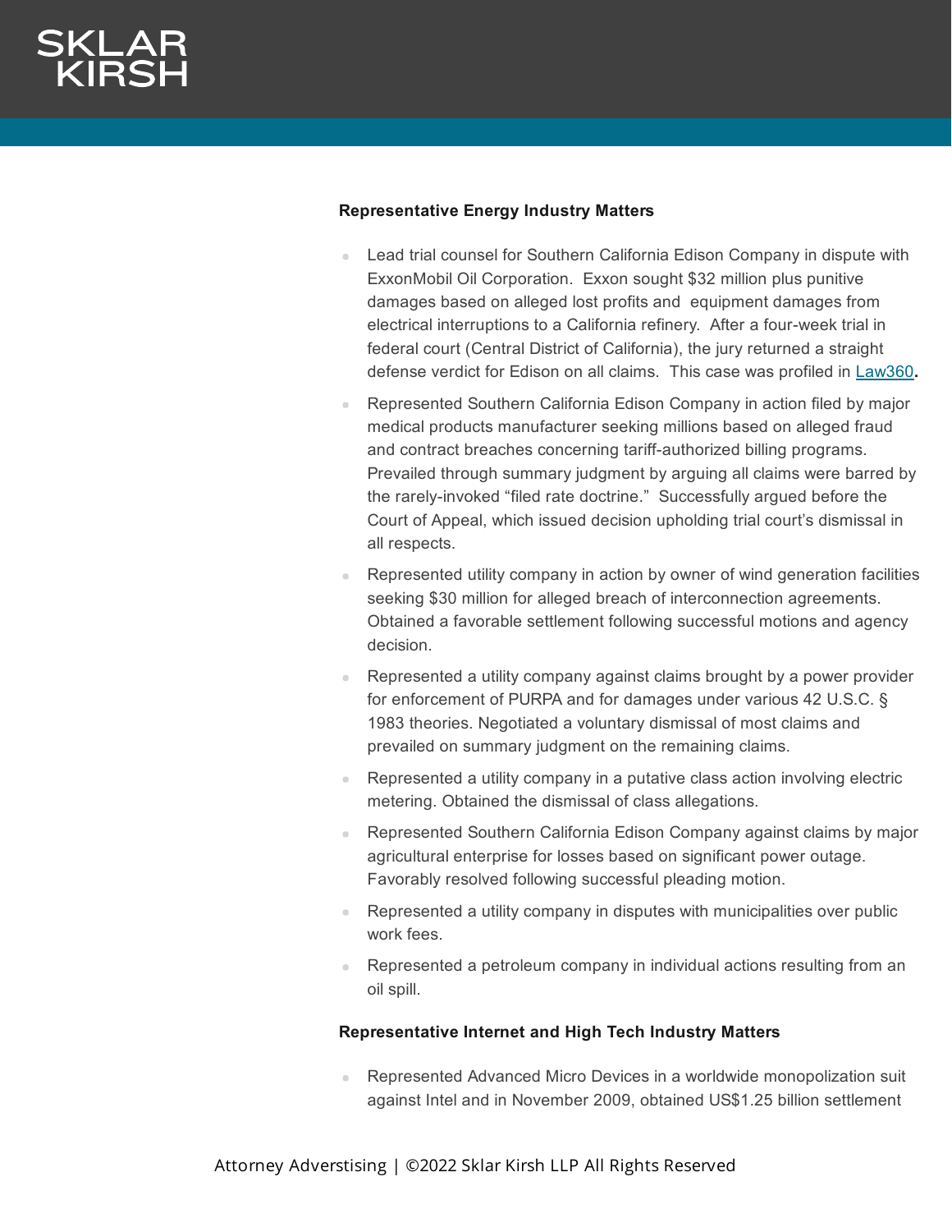### Representative Energy Industry Matters

- Lead trial counsel for Southern California Edison Company in dispute with ExxonMobil Oil Corporation. Exxon sought $32 million plus punitive damages based on alleged lost profits and equipment damages from electrical interruptions to a California refinery. After a four-week trial in federal court (Central District of California), the jury returned a straight defense verdict for Edison on all claims. This case was profiled in Law360**.**
- Represented Southern California Edison Company in action filed by major medical products manufacturer seeking millions based on alleged fraud and contract breaches concerning tariff-authorized billing programs. Prevailed through summary judgment by arguing all claims were barred by the rarely-invoked "filed rate doctrine." Successfully argued before the Court of Appeal, which issued decision upholding trial court's dismissal in all respects.
- Represented utility company in action by owner of wind generation facilities seeking $30 million for alleged breach of interconnection agreements. Obtained a favorable settlement following successful motions and agency decision.
- Represented a utility company against claims brought by a power provider for enforcement of PURPA and for damages under various 42 U.S.C. § 1983 theories. Negotiated a voluntary dismissal of most claims and prevailed on summary judgment on the remaining claims.
- Represented a utility company in a putative class action involving electric metering. Obtained the dismissal of class allegations.
- Represented Southern California Edison Company against claims by major agricultural enterprise for losses based on significant power outage. Favorably resolved following successful pleading motion.
- Represented a utility company in disputes with municipalities over public work fees.
- Represented a petroleum company in individual actions resulting from an oil spill.

### Representative Internet and High Tech Industry Matters

- Represented Advanced Micro Devices in a worldwide monopolization suit against Intel and in November 2009, obtained US$1.25 billion settlement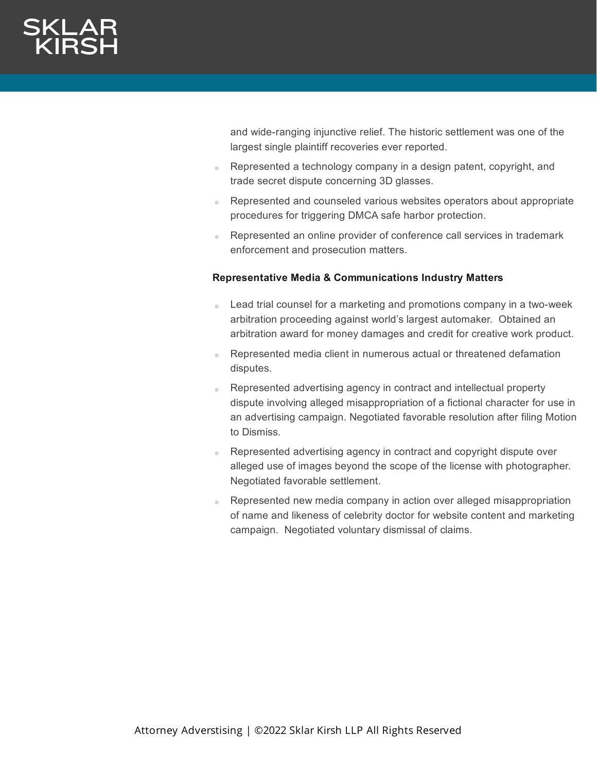and wide-ranging injunctive relief. The historic settlement was one of the largest single plaintiff recoveries ever reported.

- Represented a technology company in a design patent, copyright, and trade secret dispute concerning 3D glasses.
- Represented and counseled various websites operators about appropriate procedures for triggering DMCA safe harbor protection.
- Represented an online provider of conference call services in trademark enforcement and prosecution matters.

**Representative Media & Communications Industry Matters**

- Lead trial counsel for a marketing and promotions company in a two-week arbitration proceeding against world's largest automaker. Obtained an arbitration award for money damages and credit for creative work product.
- Represented media client in numerous actual or threatened defamation disputes.
- Represented advertising agency in contract and intellectual property dispute involving alleged misappropriation of a fictional character for use in an advertising campaign. Negotiated favorable resolution after filing Motion to Dismiss.
- Represented advertising agency in contract and copyright dispute over alleged use of images beyond the scope of the license with photographer. Negotiated favorable settlement.
- Represented new media company in action over alleged misappropriation of name and likeness of celebrity doctor for website content and marketing campaign. Negotiated voluntary dismissal of claims.